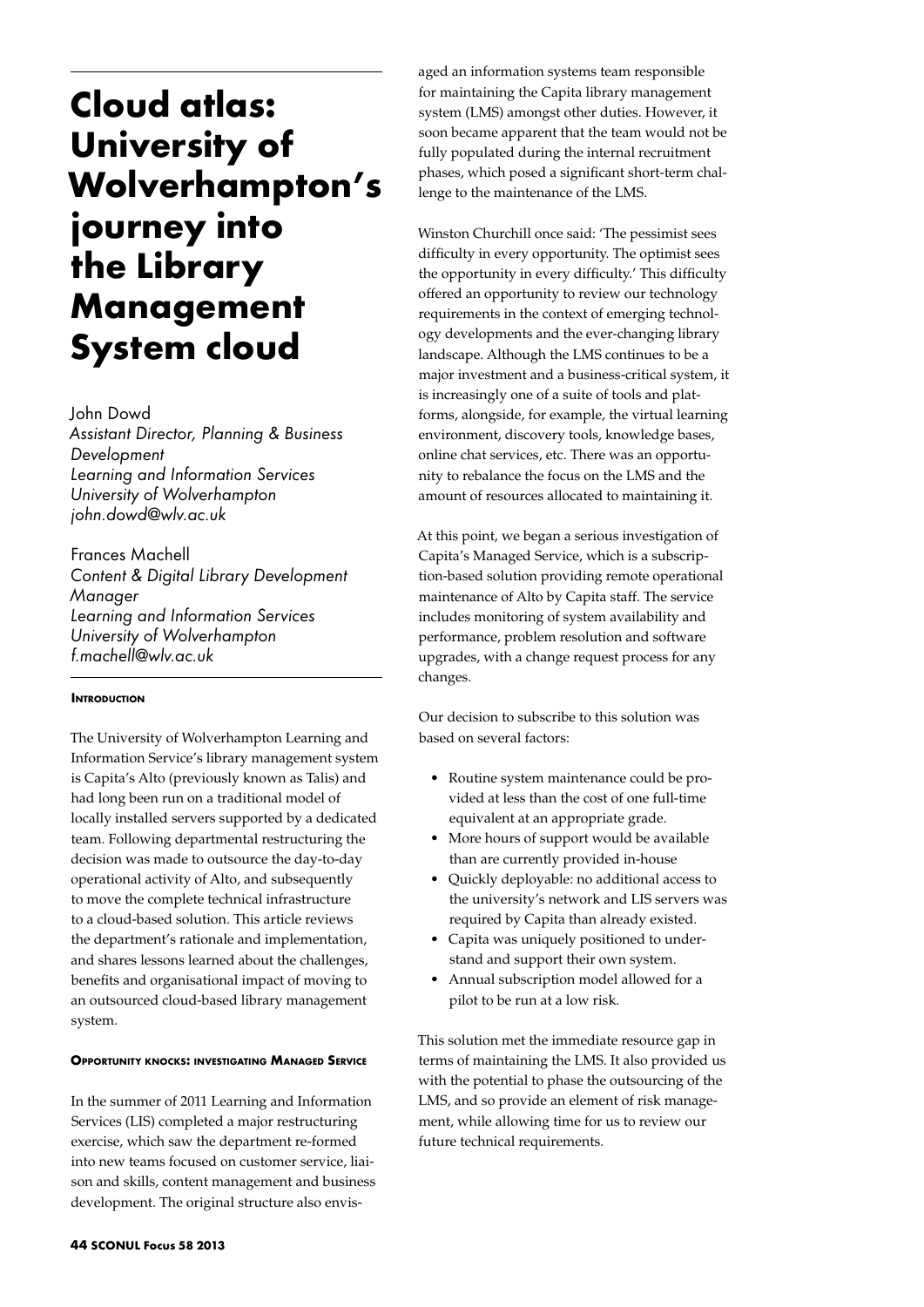# Cloud atlas: University of Wolverhampton's journey into the Library Management System cloud

John Dowd
*Assistant Director, Planning & Business Development*
*Learning and Information Services*
*University of Wolverhampton*
*john.dowd@wlv.ac.uk*

Frances Machell
*Content & Digital Library Development Manager*
*Learning and Information Services*
*University of Wolverhampton*
*f.machell@wlv.ac.uk*

#### Introduction

The University of Wolverhampton Learning and Information Service's library management system is Capita's Alto (previously known as Talis) and had long been run on a traditional model of locally installed servers supported by a dedicated team. Following departmental restructuring the decision was made to outsource the day-to-day operational activity of Alto, and subsequently to move the complete technical infrastructure to a cloud-based solution. This article reviews the department's rationale and implementation, and shares lessons learned about the challenges, benefits and organisational impact of moving to an outsourced cloud-based library management system.

#### Opportunity knocks: investigating Managed Service

In the summer of 2011 Learning and Information Services (LIS) completed a major restructuring exercise, which saw the department re-formed into new teams focused on customer service, liaison and skills, content management and business development. The original structure also envisaged an information systems team responsible for maintaining the Capita library management system (LMS) amongst other duties. However, it soon became apparent that the team would not be fully populated during the internal recruitment phases, which posed a significant short-term challenge to the maintenance of the LMS.

Winston Churchill once said: 'The pessimist sees difficulty in every opportunity. The optimist sees the opportunity in every difficulty.' This difficulty offered an opportunity to review our technology requirements in the context of emerging technology developments and the ever-changing library landscape. Although the LMS continues to be a major investment and a business-critical system, it is increasingly one of a suite of tools and platforms, alongside, for example, the virtual learning environment, discovery tools, knowledge bases, online chat services, etc. There was an opportunity to rebalance the focus on the LMS and the amount of resources allocated to maintaining it.

At this point, we began a serious investigation of Capita's Managed Service, which is a subscription-based solution providing remote operational maintenance of Alto by Capita staff. The service includes monitoring of system availability and performance, problem resolution and software upgrades, with a change request process for any changes.

Our decision to subscribe to this solution was based on several factors:

- Routine system maintenance could be provided at less than the cost of one full-time equivalent at an appropriate grade.
- More hours of support would be available than are currently provided in-house
- Quickly deployable: no additional access to the university's network and LIS servers was required by Capita than already existed.
- Capita was uniquely positioned to understand and support their own system.
- Annual subscription model allowed for a pilot to be run at a low risk.

This solution met the immediate resource gap in terms of maintaining the LMS. It also provided us with the potential to phase the outsourcing of the LMS, and so provide an element of risk management, while allowing time for us to review our future technical requirements.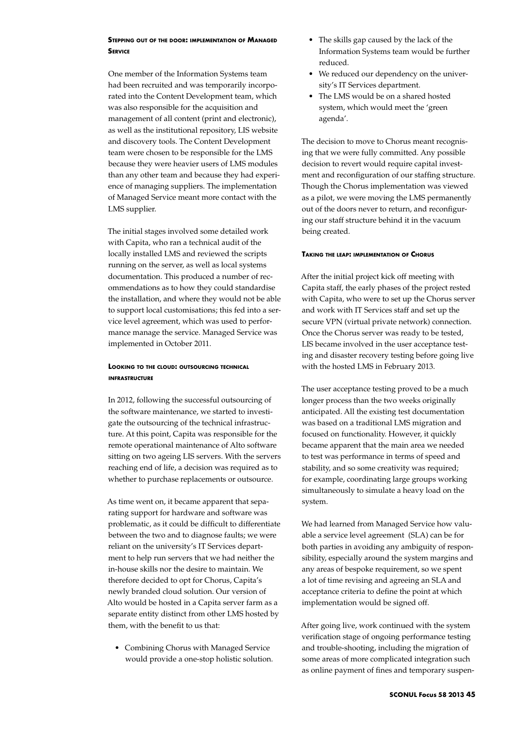### Stepping out of the door: implementation of Managed Service

One member of the Information Systems team had been recruited and was temporarily incorporated into the Content Development team, which was also responsible for the acquisition and management of all content (print and electronic), as well as the institutional repository, LIS website and discovery tools. The Content Development team were chosen to be responsible for the LMS because they were heavier users of LMS modules than any other team and because they had experience of managing suppliers. The implementation of Managed Service meant more contact with the LMS supplier.

The initial stages involved some detailed work with Capita, who ran a technical audit of the locally installed LMS and reviewed the scripts running on the server, as well as local systems documentation. This produced a number of recommendations as to how they could standardise the installation, and where they would not be able to support local customisations; this fed into a service level agreement, which was used to performance manage the service. Managed Service was implemented in October 2011.

### Looking to the cloud: outsourcing technical infrastructure

In 2012, following the successful outsourcing of the software maintenance, we started to investigate the outsourcing of the technical infrastructure. At this point, Capita was responsible for the remote operational maintenance of Alto software sitting on two ageing LIS servers. With the servers reaching end of life, a decision was required as to whether to purchase replacements or outsource.

As time went on, it became apparent that separating support for hardware and software was problematic, as it could be difficult to differentiate between the two and to diagnose faults; we were reliant on the university's IT Services department to help run servers that we had neither the in-house skills nor the desire to maintain. We therefore decided to opt for Chorus, Capita's newly branded cloud solution. Our version of Alto would be hosted in a Capita server farm as a separate entity distinct from other LMS hosted by them, with the benefit to us that:

- Combining Chorus with Managed Service would provide a one-stop holistic solution.
- The skills gap caused by the lack of the Information Systems team would be further reduced.
- We reduced our dependency on the university's IT Services department.
- The LMS would be on a shared hosted system, which would meet the 'green agenda'.

The decision to move to Chorus meant recognising that we were fully committed. Any possible decision to revert would require capital investment and reconfiguration of our staffing structure. Though the Chorus implementation was viewed as a pilot, we were moving the LMS permanently out of the doors never to return, and reconfiguring our staff structure behind it in the vacuum being created.

### Taking the leap: implementation of Chorus

After the initial project kick off meeting with Capita staff, the early phases of the project rested with Capita, who were to set up the Chorus server and work with IT Services staff and set up the secure VPN (virtual private network) connection. Once the Chorus server was ready to be tested, LIS became involved in the user acceptance testing and disaster recovery testing before going live with the hosted LMS in February 2013.

The user acceptance testing proved to be a much longer process than the two weeks originally anticipated. All the existing test documentation was based on a traditional LMS migration and focused on functionality. However, it quickly became apparent that the main area we needed to test was performance in terms of speed and stability, and so some creativity was required; for example, coordinating large groups working simultaneously to simulate a heavy load on the system.

We had learned from Managed Service how valuable a service level agreement (SLA) can be for both parties in avoiding any ambiguity of responsibility, especially around the system margins and any areas of bespoke requirement, so we spent a lot of time revising and agreeing an SLA and acceptance criteria to define the point at which implementation would be signed off.

After going live, work continued with the system verification stage of ongoing performance testing and trouble-shooting, including the migration of some areas of more complicated integration such as online payment of fines and temporary suspen-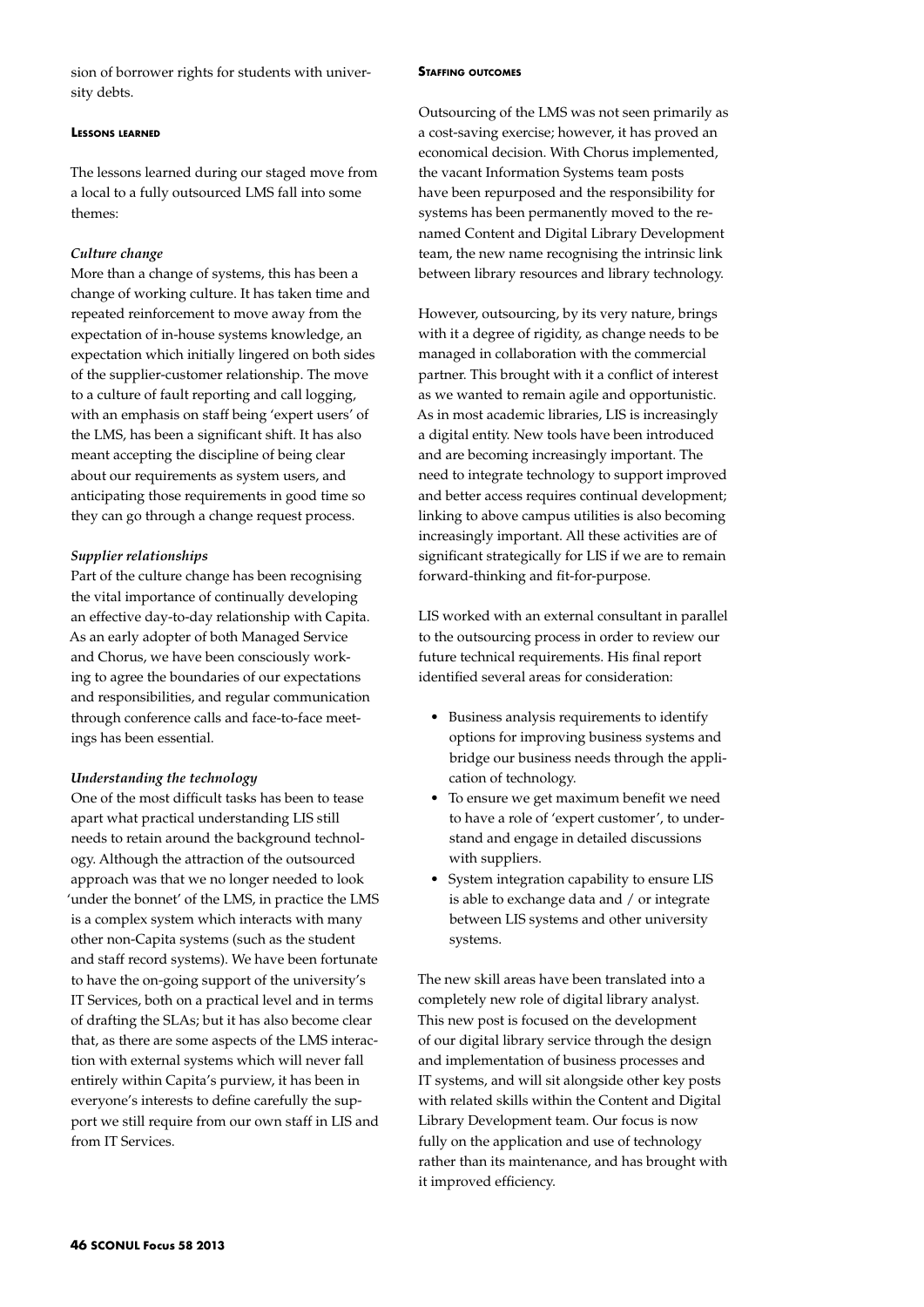sion of borrower rights for students with university debts.

### Lessons learned

The lessons learned during our staged move from a local to a fully outsourced LMS fall into some themes:

***Culture change***

More than a change of systems, this has been a change of working culture. It has taken time and repeated reinforcement to move away from the expectation of in-house systems knowledge, an expectation which initially lingered on both sides of the supplier-customer relationship. The move to a culture of fault reporting and call logging, with an emphasis on staff being 'expert users' of the LMS, has been a significant shift. It has also meant accepting the discipline of being clear about our requirements as system users, and anticipating those requirements in good time so they can go through a change request process.

***Supplier relationships***

Part of the culture change has been recognising the vital importance of continually developing an effective day-to-day relationship with Capita. As an early adopter of both Managed Service and Chorus, we have been consciously working to agree the boundaries of our expectations and responsibilities, and regular communication through conference calls and face-to-face meetings has been essential.

***Understanding the technology***

One of the most difficult tasks has been to tease apart what practical understanding LIS still needs to retain around the background technology. Although the attraction of the outsourced approach was that we no longer needed to look 'under the bonnet' of the LMS, in practice the LMS is a complex system which interacts with many other non-Capita systems (such as the student and staff record systems). We have been fortunate to have the on-going support of the university's IT Services, both on a practical level and in terms of drafting the SLAs; but it has also become clear that, as there are some aspects of the LMS interaction with external systems which will never fall entirely within Capita's purview, it has been in everyone's interests to define carefully the support we still require from our own staff in LIS and from IT Services.

### Staffing outcomes

Outsourcing of the LMS was not seen primarily as a cost-saving exercise; however, it has proved an economical decision. With Chorus implemented, the vacant Information Systems team posts have been repurposed and the responsibility for systems has been permanently moved to the renamed Content and Digital Library Development team, the new name recognising the intrinsic link between library resources and library technology.

However, outsourcing, by its very nature, brings with it a degree of rigidity, as change needs to be managed in collaboration with the commercial partner. This brought with it a conflict of interest as we wanted to remain agile and opportunistic. As in most academic libraries, LIS is increasingly a digital entity. New tools have been introduced and are becoming increasingly important. The need to integrate technology to support improved and better access requires continual development; linking to above campus utilities is also becoming increasingly important. All these activities are of significant strategically for LIS if we are to remain forward-thinking and fit-for-purpose.

LIS worked with an external consultant in parallel to the outsourcing process in order to review our future technical requirements. His final report identified several areas for consideration:

- Business analysis requirements to identify options for improving business systems and bridge our business needs through the application of technology.
- To ensure we get maximum benefit we need to have a role of 'expert customer', to understand and engage in detailed discussions with suppliers.
- System integration capability to ensure LIS is able to exchange data and / or integrate between LIS systems and other university systems.

The new skill areas have been translated into a completely new role of digital library analyst. This new post is focused on the development of our digital library service through the design and implementation of business processes and IT systems, and will sit alongside other key posts with related skills within the Content and Digital Library Development team. Our focus is now fully on the application and use of technology rather than its maintenance, and has brought with it improved efficiency.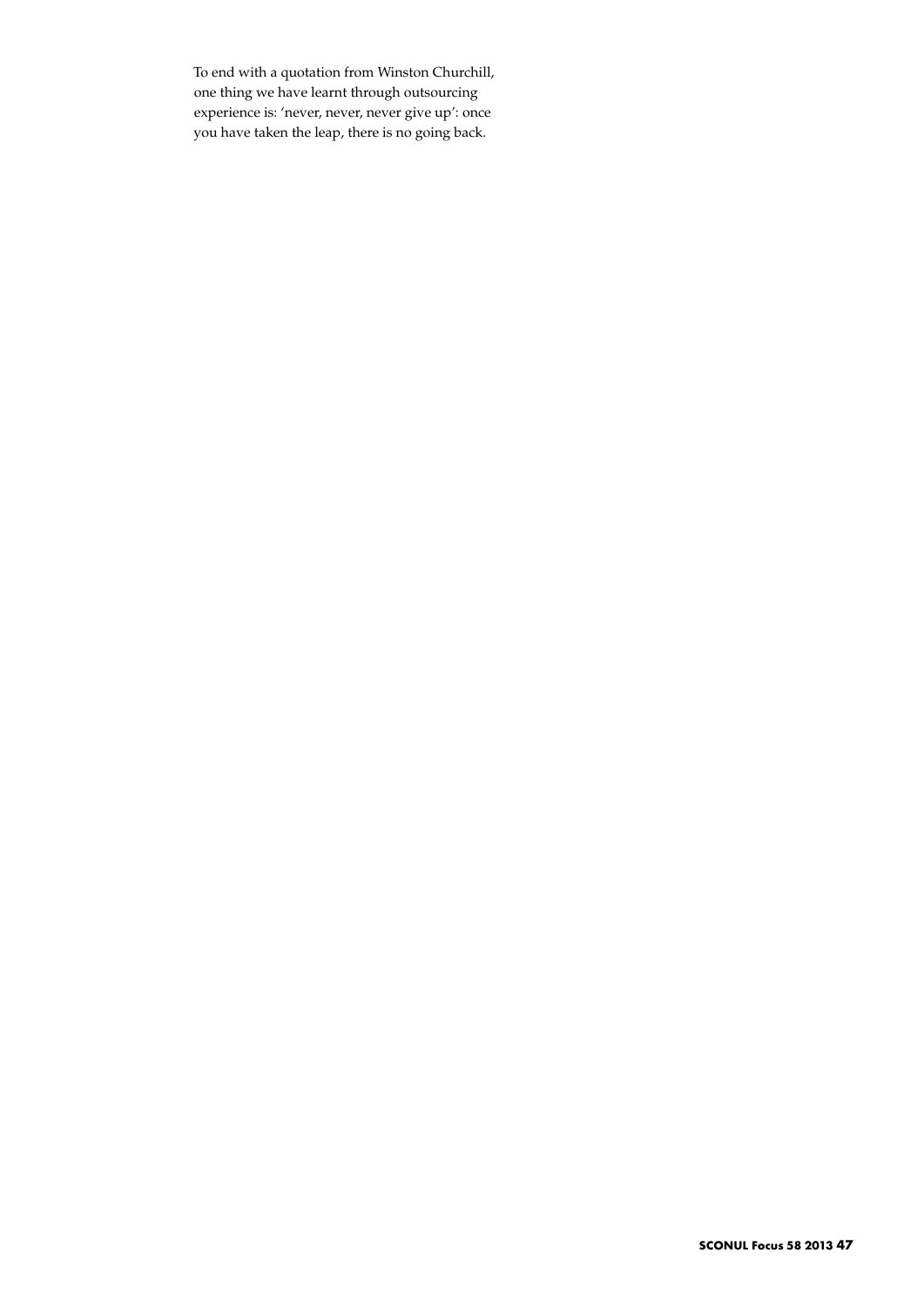To end with a quotation from Winston Churchill, one thing we have learnt through outsourcing experience is: 'never, never, never give up': once you have taken the leap, there is no going back.